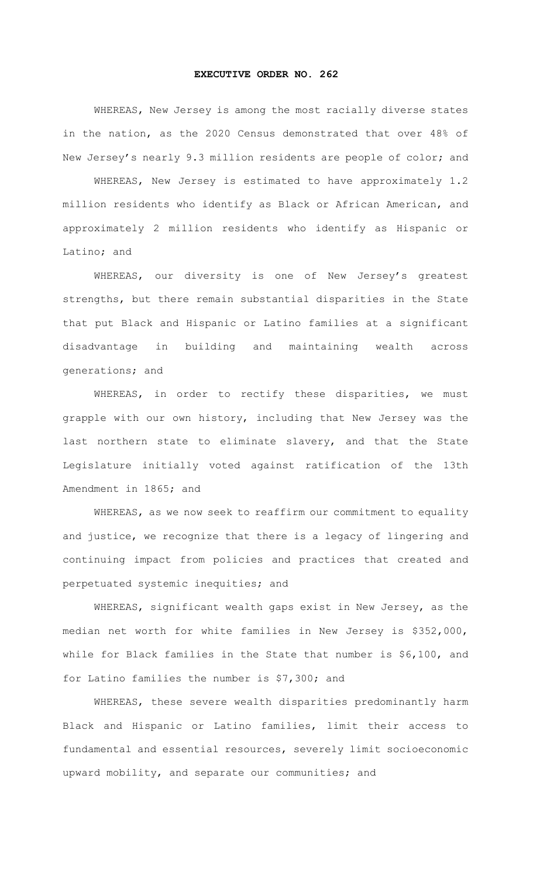# EXECUTIVE ORDER NO. 262

WHEREAS, New Jersey is among the most racially diverse states in the nation, as the 2020 Census demonstrated that over 48% of New Jersey's nearly 9.3 million residents are people of color; and

WHEREAS, New Jersey is estimated to have approximately 1.2 million residents who identify as Black or African American, and approximately 2 million residents who identify as Hispanic or Latino; and

WHEREAS, our diversity is one of New Jersey's greatest strengths, but there remain substantial disparities in the State that put Black and Hispanic or Latino families at a significant disadvantage in building and maintaining wealth across generations; and

WHEREAS, in order to rectify these disparities, we must grapple with our own history, including that New Jersey was the last northern state to eliminate slavery, and that the State Legislature initially voted against ratification of the 13th Amendment in 1865; and

WHEREAS, as we now seek to reaffirm our commitment to equality and justice, we recognize that there is a legacy of lingering and continuing impact from policies and practices that created and perpetuated systemic inequities; and

WHEREAS, significant wealth gaps exist in New Jersey, as the median net worth for white families in New Jersey is $352,000, while for Black families in the State that number is $6,100, and for Latino families the number is $7,300; and

WHEREAS, these severe wealth disparities predominantly harm Black and Hispanic or Latino families, limit their access to fundamental and essential resources, severely limit socioeconomic upward mobility, and separate our communities; and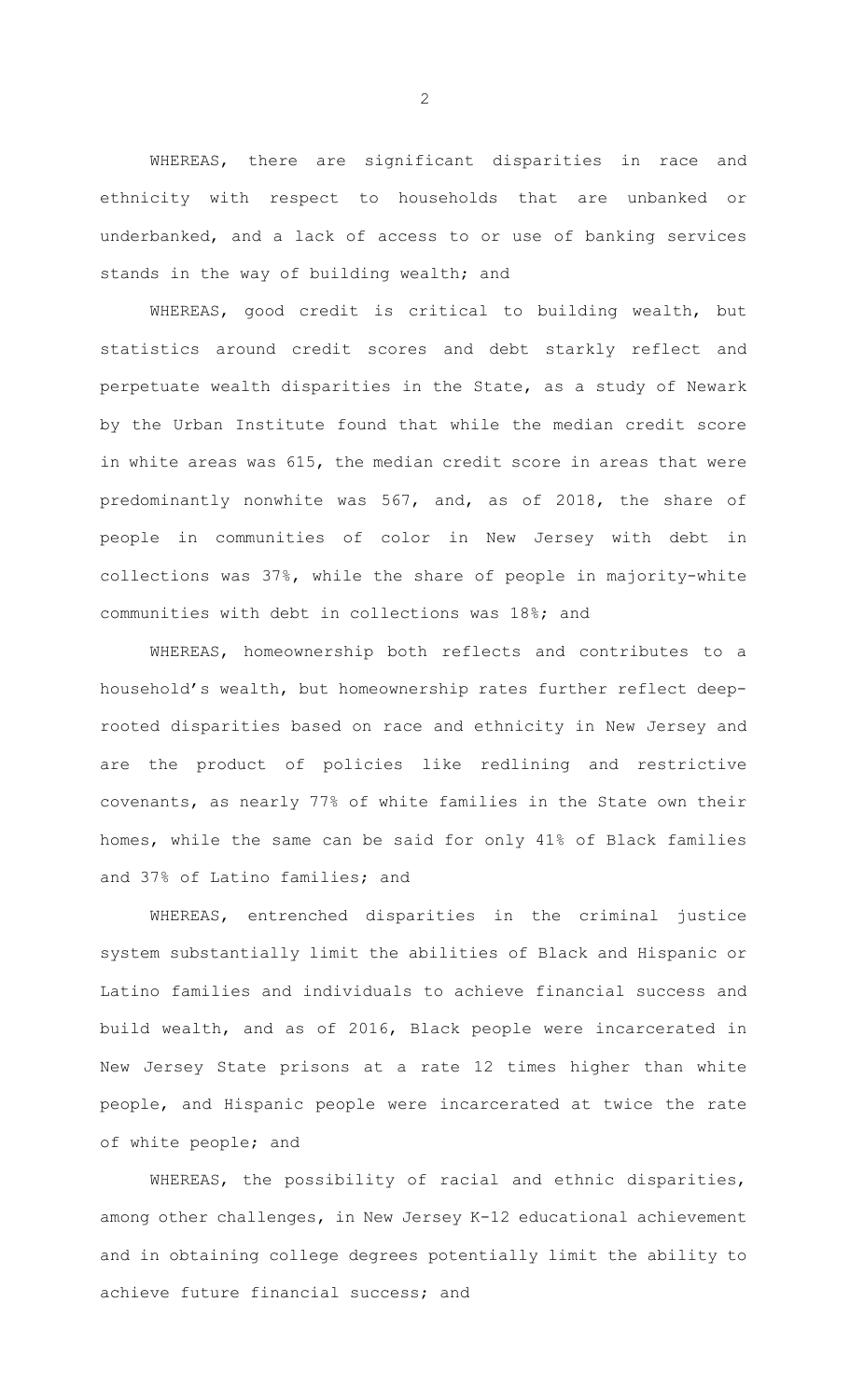WHEREAS, there are significant disparities in race and ethnicity with respect to households that are unbanked or underbanked, and a lack of access to or use of banking services stands in the way of building wealth; and

WHEREAS, good credit is critical to building wealth, but statistics around credit scores and debt starkly reflect and perpetuate wealth disparities in the State, as a study of Newark by the Urban Institute found that while the median credit score in white areas was 615, the median credit score in areas that were predominantly nonwhite was 567, and, as of 2018, the share of people in communities of color in New Jersey with debt in collections was 37%, while the share of people in majority-white communities with debt in collections was 18%; and

WHEREAS, homeownership both reflects and contributes to a household's wealth, but homeownership rates further reflect deep-rooted disparities based on race and ethnicity in New Jersey and are the product of policies like redlining and restrictive covenants, as nearly 77% of white families in the State own their homes, while the same can be said for only 41% of Black families and 37% of Latino families; and

WHEREAS, entrenched disparities in the criminal justice system substantially limit the abilities of Black and Hispanic or Latino families and individuals to achieve financial success and build wealth, and as of 2016, Black people were incarcerated in New Jersey State prisons at a rate 12 times higher than white people, and Hispanic people were incarcerated at twice the rate of white people; and

WHEREAS, the possibility of racial and ethnic disparities, among other challenges, in New Jersey K-12 educational achievement and in obtaining college degrees potentially limit the ability to achieve future financial success; and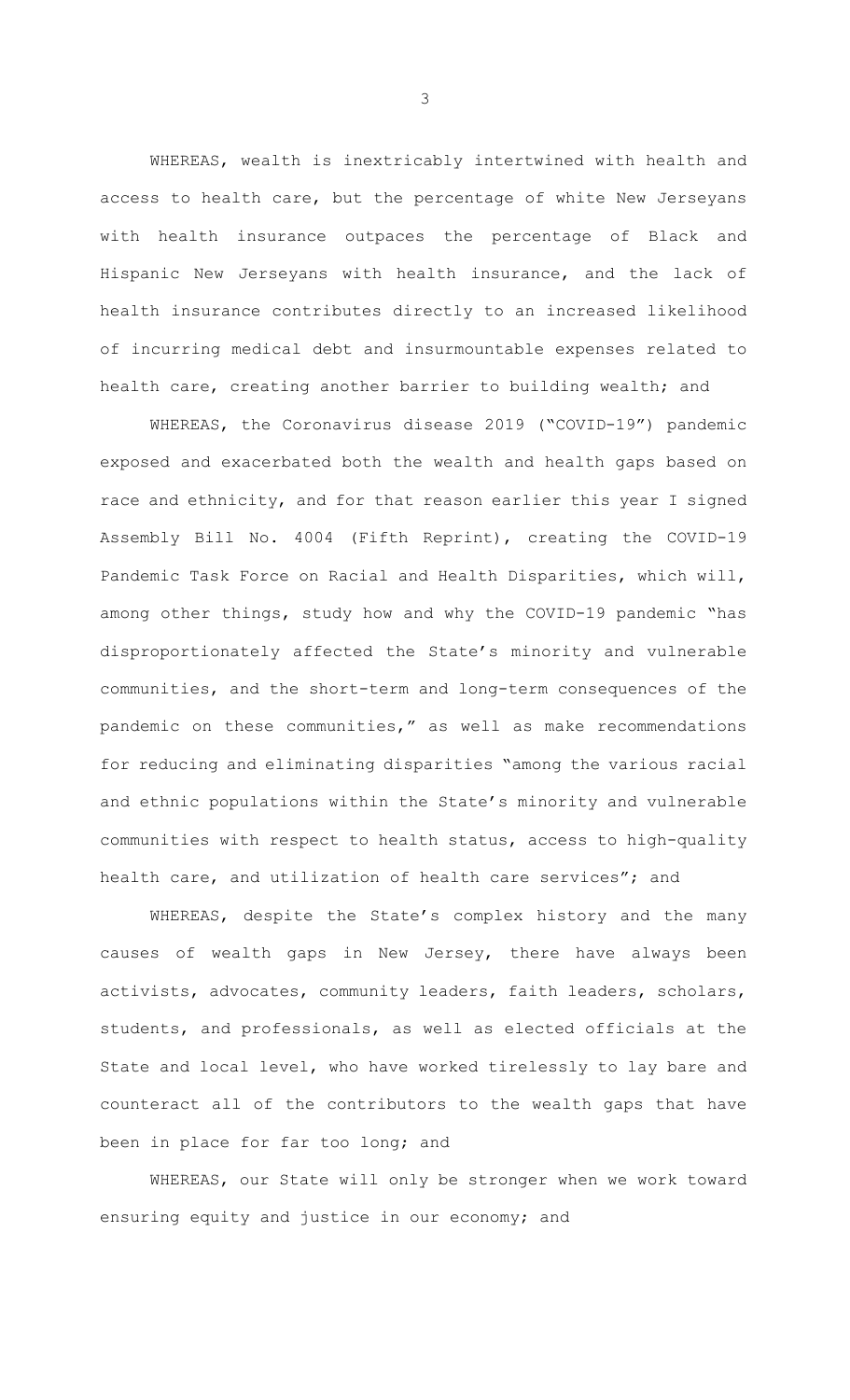WHEREAS, wealth is inextricably intertwined with health and access to health care, but the percentage of white New Jerseyans with health insurance outpaces the percentage of Black and Hispanic New Jerseyans with health insurance, and the lack of health insurance contributes directly to an increased likelihood of incurring medical debt and insurmountable expenses related to health care, creating another barrier to building wealth; and

WHEREAS, the Coronavirus disease 2019 ("COVID-19") pandemic exposed and exacerbated both the wealth and health gaps based on race and ethnicity, and for that reason earlier this year I signed Assembly Bill No. 4004 (Fifth Reprint), creating the COVID-19 Pandemic Task Force on Racial and Health Disparities, which will, among other things, study how and why the COVID-19 pandemic "has disproportionately affected the State's minority and vulnerable communities, and the short-term and long-term consequences of the pandemic on these communities," as well as make recommendations for reducing and eliminating disparities "among the various racial and ethnic populations within the State's minority and vulnerable communities with respect to health status, access to high-quality health care, and utilization of health care services"; and

WHEREAS, despite the State's complex history and the many causes of wealth gaps in New Jersey, there have always been activists, advocates, community leaders, faith leaders, scholars, students, and professionals, as well as elected officials at the State and local level, who have worked tirelessly to lay bare and counteract all of the contributors to the wealth gaps that have been in place for far too long; and

WHEREAS, our State will only be stronger when we work toward ensuring equity and justice in our economy; and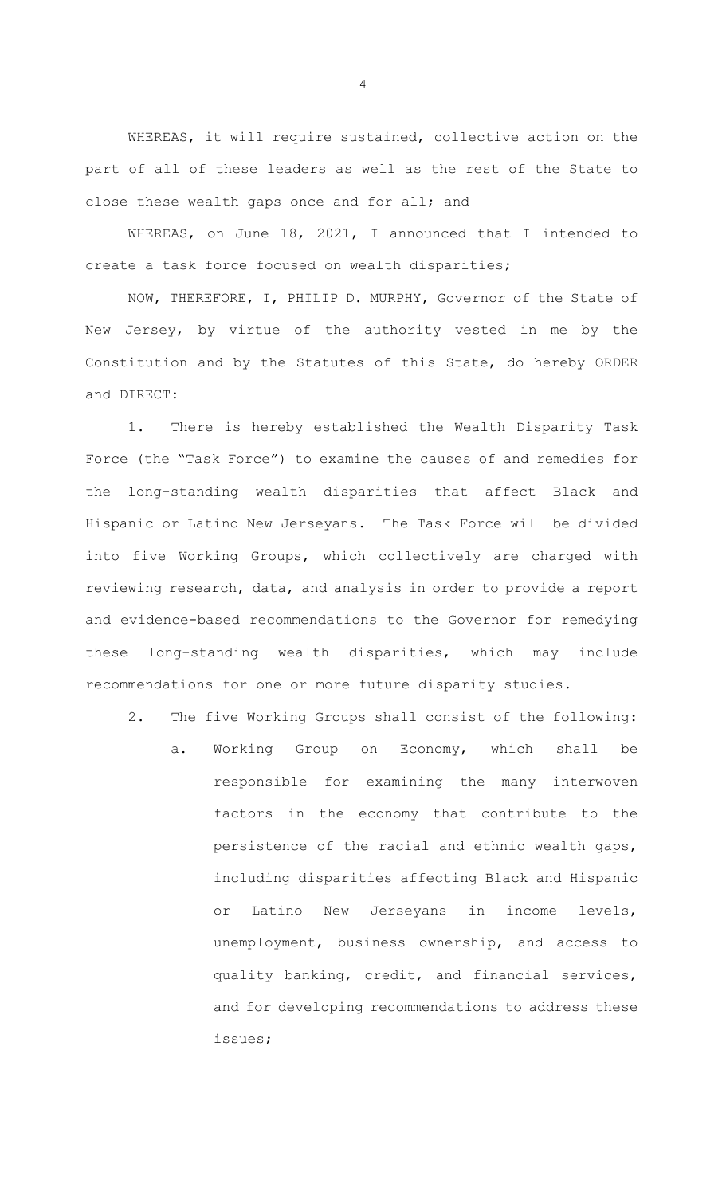WHEREAS, it will require sustained, collective action on the part of all of these leaders as well as the rest of the State to close these wealth gaps once and for all; and

WHEREAS, on June 18, 2021, I announced that I intended to create a task force focused on wealth disparities;

NOW, THEREFORE, I, PHILIP D. MURPHY, Governor of the State of New Jersey, by virtue of the authority vested in me by the Constitution and by the Statutes of this State, do hereby ORDER and DIRECT:

1. There is hereby established the Wealth Disparity Task Force (the "Task Force") to examine the causes of and remedies for the long-standing wealth disparities that affect Black and Hispanic or Latino New Jerseyans. The Task Force will be divided into five Working Groups, which collectively are charged with reviewing research, data, and analysis in order to provide a report and evidence-based recommendations to the Governor for remedying these long-standing wealth disparities, which may include recommendations for one or more future disparity studies.

2. The five Working Groups shall consist of the following:

   a. Working Group on Economy, which shall be responsible for examining the many interwoven factors in the economy that contribute to the persistence of the racial and ethnic wealth gaps, including disparities affecting Black and Hispanic or Latino New Jerseyans in income levels, unemployment, business ownership, and access to quality banking, credit, and financial services, and for developing recommendations to address these issues;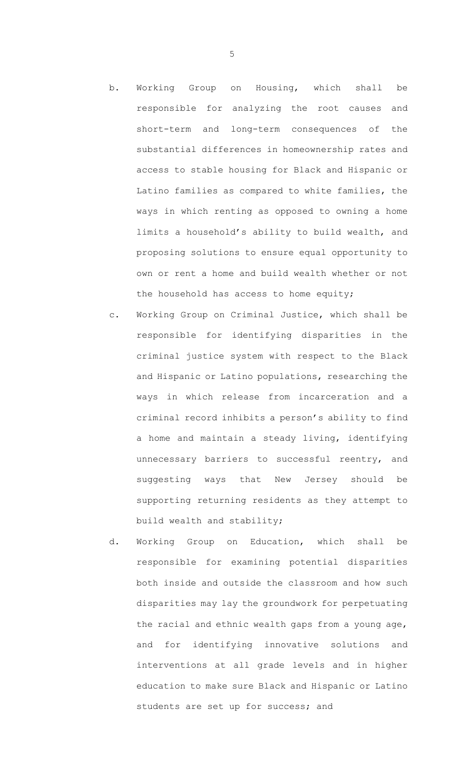b. Working Group on Housing, which shall be responsible for analyzing the root causes and short-term and long-term consequences of the substantial differences in homeownership rates and access to stable housing for Black and Hispanic or Latino families as compared to white families, the ways in which renting as opposed to owning a home limits a household's ability to build wealth, and proposing solutions to ensure equal opportunity to own or rent a home and build wealth whether or not the household has access to home equity;

c. Working Group on Criminal Justice, which shall be responsible for identifying disparities in the criminal justice system with respect to the Black and Hispanic or Latino populations, researching the ways in which release from incarceration and a criminal record inhibits a person's ability to find a home and maintain a steady living, identifying unnecessary barriers to successful reentry, and suggesting ways that New Jersey should be supporting returning residents as they attempt to build wealth and stability;

d. Working Group on Education, which shall be responsible for examining potential disparities both inside and outside the classroom and how such disparities may lay the groundwork for perpetuating the racial and ethnic wealth gaps from a young age, and for identifying innovative solutions and interventions at all grade levels and in higher education to make sure Black and Hispanic or Latino students are set up for success; and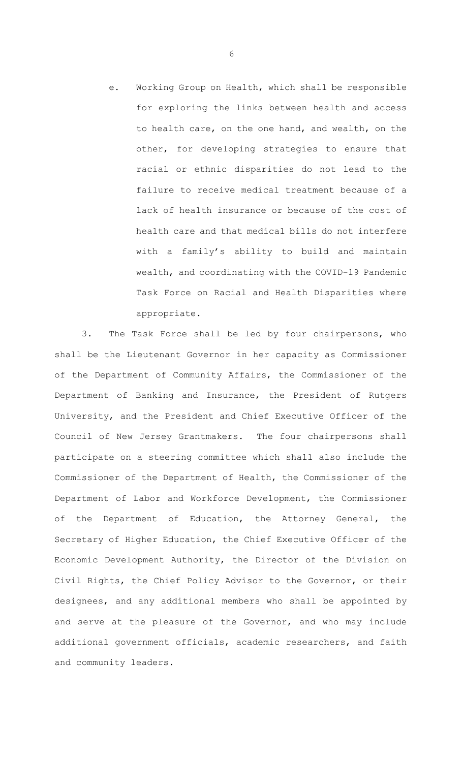e. Working Group on Health, which shall be responsible for exploring the links between health and access to health care, on the one hand, and wealth, on the other, for developing strategies to ensure that racial or ethnic disparities do not lead to the failure to receive medical treatment because of a lack of health insurance or because of the cost of health care and that medical bills do not interfere with a family's ability to build and maintain wealth, and coordinating with the COVID-19 Pandemic Task Force on Racial and Health Disparities where appropriate.

3. The Task Force shall be led by four chairpersons, who shall be the Lieutenant Governor in her capacity as Commissioner of the Department of Community Affairs, the Commissioner of the Department of Banking and Insurance, the President of Rutgers University, and the President and Chief Executive Officer of the Council of New Jersey Grantmakers. The four chairpersons shall participate on a steering committee which shall also include the Commissioner of the Department of Health, the Commissioner of the Department of Labor and Workforce Development, the Commissioner of the Department of Education, the Attorney General, the Secretary of Higher Education, the Chief Executive Officer of the Economic Development Authority, the Director of the Division on Civil Rights, the Chief Policy Advisor to the Governor, or their designees, and any additional members who shall be appointed by and serve at the pleasure of the Governor, and who may include additional government officials, academic researchers, and faith and community leaders.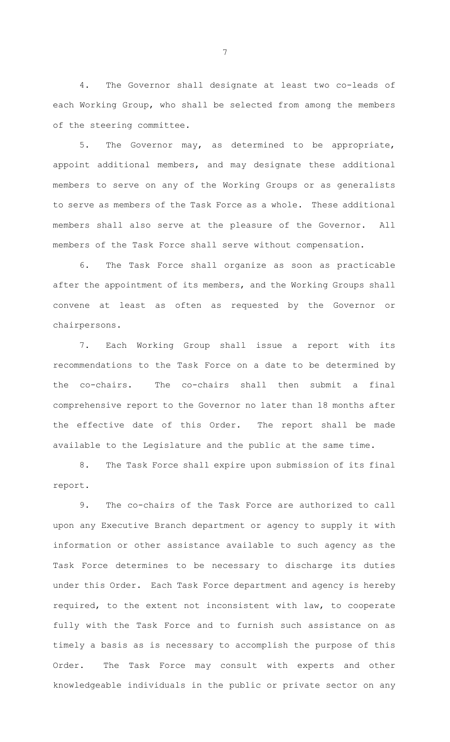4. The Governor shall designate at least two co-leads of each Working Group, who shall be selected from among the members of the steering committee.

5. The Governor may, as determined to be appropriate, appoint additional members, and may designate these additional members to serve on any of the Working Groups or as generalists to serve as members of the Task Force as a whole. These additional members shall also serve at the pleasure of the Governor. All members of the Task Force shall serve without compensation.

6. The Task Force shall organize as soon as practicable after the appointment of its members, and the Working Groups shall convene at least as often as requested by the Governor or chairpersons.

7. Each Working Group shall issue a report with its recommendations to the Task Force on a date to be determined by the co-chairs. The co-chairs shall then submit a final comprehensive report to the Governor no later than 18 months after the effective date of this Order. The report shall be made available to the Legislature and the public at the same time.

8. The Task Force shall expire upon submission of its final report.

9. The co-chairs of the Task Force are authorized to call upon any Executive Branch department or agency to supply it with information or other assistance available to such agency as the Task Force determines to be necessary to discharge its duties under this Order. Each Task Force department and agency is hereby required, to the extent not inconsistent with law, to cooperate fully with the Task Force and to furnish such assistance on as timely a basis as is necessary to accomplish the purpose of this Order. The Task Force may consult with experts and other knowledgeable individuals in the public or private sector on any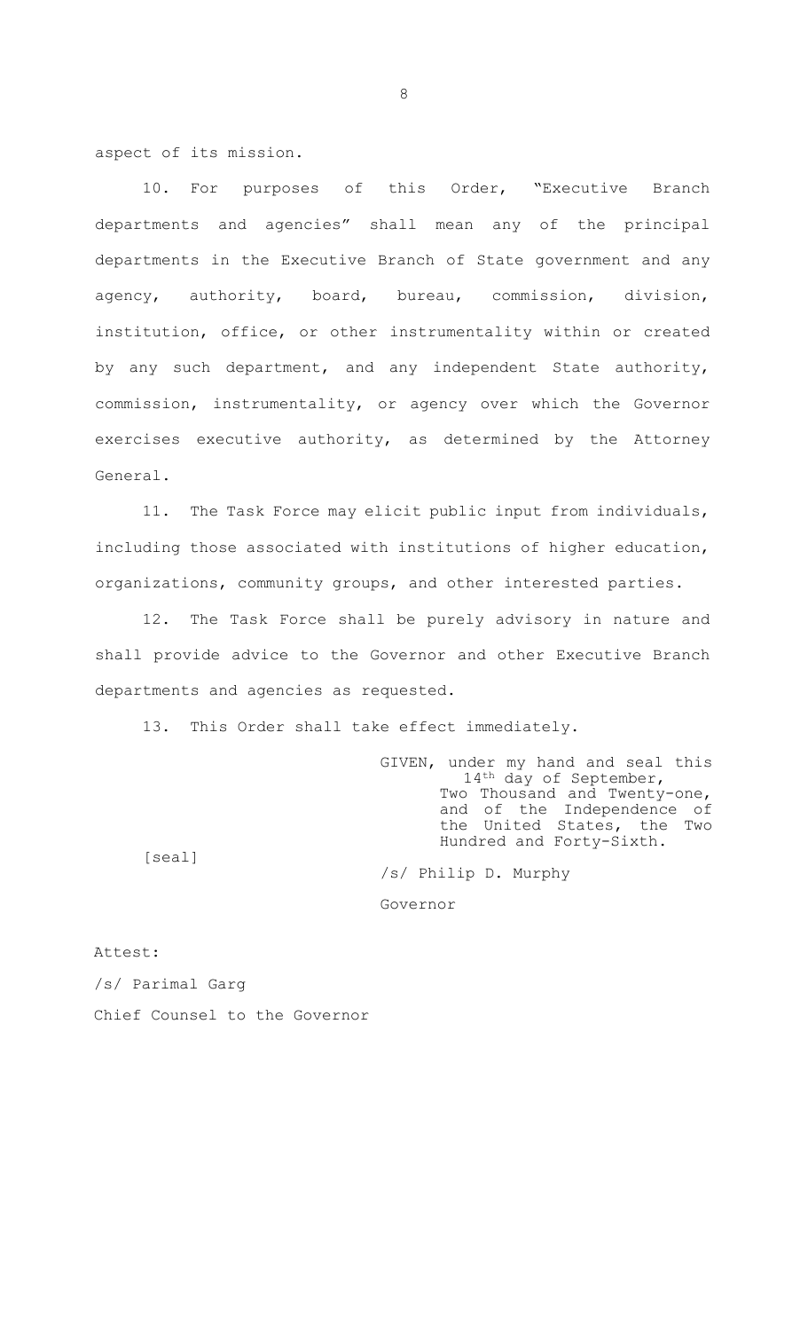aspect of its mission.

10. For purposes of this Order, "Executive Branch departments and agencies" shall mean any of the principal departments in the Executive Branch of State government and any agency, authority, board, bureau, commission, division, institution, office, or other instrumentality within or created by any such department, and any independent State authority, commission, instrumentality, or agency over which the Governor exercises executive authority, as determined by the Attorney General.

11. The Task Force may elicit public input from individuals, including those associated with institutions of higher education, organizations, community groups, and other interested parties.

12. The Task Force shall be purely advisory in nature and shall provide advice to the Governor and other Executive Branch departments and agencies as requested.

13. This Order shall take effect immediately.

GIVEN, under my hand and seal this 14th day of September, Two Thousand and Twenty-one, and of the Independence of the United States, the Two Hundred and Forty-Sixth.

[seal]

/s/ Philip D. Murphy

Governor

Attest:

/s/ Parimal Garg

Chief Counsel to the Governor